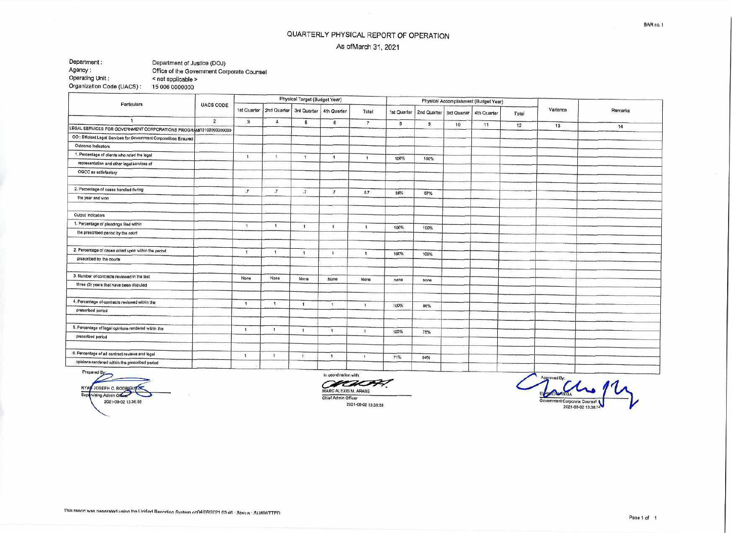# QUARTERLY PHYSICAL REPORT OF OPERATION

As ofMarch 31, 2021

BAR no. 1

Department : Department of Justice (DOJ)
Agency : Office of the Government Corporate Counsel
Operating Unit : < not applicable >
Organization Code (UACS) : 15 006 0000000

| Particulars | UACS CODE | Physical Target (Budget Year) | | | | | Physical Accomplishment (Budget Year) | | | | | Variance | Remarks |
|---|---|---|---|---|---|---|---|---|---|---|---|---|---|
| | | 1st Quarter | 2nd Quarter | 3rd Quarter | 4th Quarter | Total | 1st Quarter | 2nd Quarter | 3rd Quarter | 4th Quarter | Total | | |
| 1 | 2 | 3 | 4 | 5 | 6 | 7 | 8 | 9 | 10 | 11 | 12 | 13 | 14 |
| LEGAL SERVICES FOR GOVERNMENT CORPORATIONS PROGRAM | 310100000000000 | | | | | | | | | | | | |
| OO : Efficient Legal Services for Government Corporations Ensured | | | | | | | | | | | | | |
| Outcome Indicators | | | | | | | | | | | | | |
| 1. Percentage of clients who rated the legal representation and other legal services of OGCC as satisfactory | | 1 | 1 | 1 | 1 | 1 | 100% | 100% | | | | | |
| 2. Percentage of cases handled during the year and won | | .7 | .7 | .7 | .7 | 0.7 | 56% | 57% | | | | | |
| Output Indicators | | | | | | | | | | | | | |
| 1. Percentage of pleadings filed within the prescribed period by the court | | 1 | 1 | 1 | 1 | 1 | 100% | 100% | | | | | |
| 2. Percentage of cases acted upon within the period prescribed by the courts | | 1 | 1 | 1 | 1 | 1 | 100% | 100% | | | | | |
| 3. Number of contracts reviewed in the last three (3) years that have been disputed | | None | None | None | None | None | none | none | | | | | |
| 4. Percentage of contracts reviewed within the prescribed period | | 1 | 1 | 1 | 1 | 1 | 100% | 86% | | | | | |
| 5. Percentage of legal opinions rendered within the prescribed period | | 1 | 1 | 1 | 1 | 1 | 100% | 75% | | | | | |
| 6. Percentage of all contract reviews and legal opinions rendered within the prescribed period | | 1 | 1 | 1 | 1 | 1 | 71% | 84% | | | | | |

Prepared By:
RYAN JOSEPH C. RODRIGUEZ
Supervising Admin Officer
2021-08-02 13:36:58

In coordination with:
MARC ALEXIS M. ARABE
Chief Admin Officer
2021-08-02 13:38:58

Approved By:
ELPIDIO J. VEGA
Government Corporate Counsel
2021-08-02 13:38:14

This report was generated using the Unified Reporting System on 04/08/2021 03:46 : Status : SUBMITTED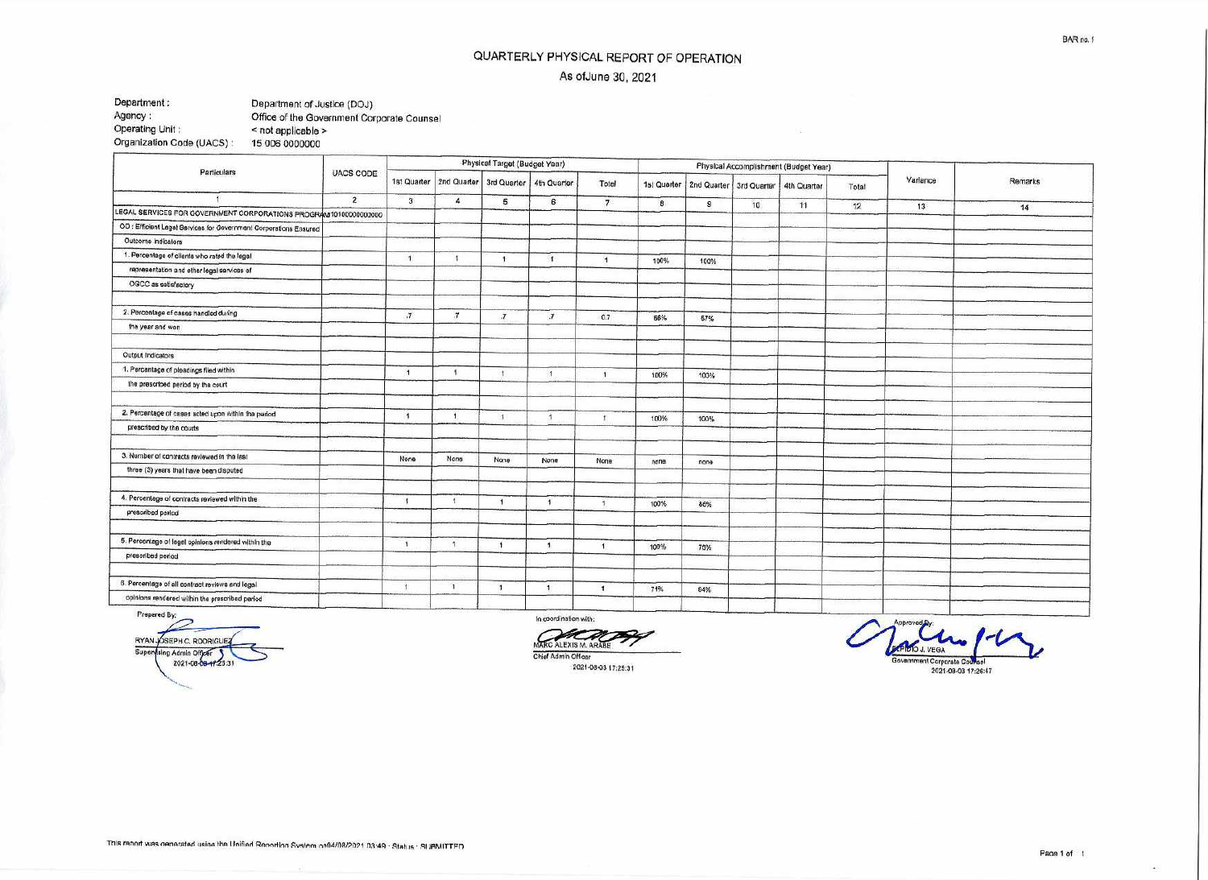BAR no. 1

# QUARTERLY PHYSICAL REPORT OF OPERATION

As ofJune 30, 2021

Department : Department of Justice (DOJ)
Agency : Office of the Government Corporate Counsel
Operating Unit : < not applicable >
Organization Code (UACS) : 15 006 0000000

| Particulars | UACS CODE | Physical Target (Budget Year) | | | | | Physical Accomplishment (Budget Year) | | | | | Variance | Remarks |
|---|---|---|---|---|---|---|---|---|---|---|---|---|---|
| | | 1st Quarter | 2nd Quarter | 3rd Quarter | 4th Quarter | Total | 1st Quarter | 2nd Quarter | 3rd Quarter | 4th Quarter | Total | | |
| 1 | 2 | 3 | 4 | 5 | 6 | 7 | 8 | 9 | 10 | 11 | 12 | 13 | 14 |
| LEGAL SERVICES FOR GOVERNMENT CORPORATIONS PROGRAM | 10100000000000 | | | | | | | | | | | | |
| OO : Efficient Legal Services for Government Corporations Ensured | | | | | | | | | | | | | |
| Outcome Indicators | | | | | | | | | | | | | |
| 1. Percentage of clients who rated the legal representation and other legal services of OGCC as satisfactory | | 1 | 1 | 1 | 1 | 1 | 100% | 100% | | | | | |
| 2. Percentage of cases handled during the year and won | | .7 | .7 | .7 | .7 | 0.7 | 56% | 57% | | | | | |
| Output Indicators | | | | | | | | | | | | | |
| 1. Percentage of pleadings filed within the prescribed period by the court | | 1 | 1 | 1 | 1 | 1 | 100% | 100% | | | | | |
| 2. Percentage of cases acted upon within the period prescribed by the courts | | 1 | 1 | 1 | 1 | 1 | 100% | 100% | | | | | |
| 3. Number of contracts reviewed in the last three (3) years that have been disputed | | None | None | None | None | None | none | none | | | | | |
| 4. Percentage of contracts reviewed within the prescribed period | | 1 | 1 | 1 | 1 | 1 | 100% | 86% | | | | | |
| 5. Percentage of legal opinions rendered within the prescribed period | | 1 | 1 | 1 | 1 | 1 | 100% | 78% | | | | | |
| 6. Percentage of all contract reviews and legal opinions rendered within the prescribed period | | 1 | 1 | 1 | 1 | 1 | 71% | 64% | | | | | |

Prepared By:
RYAN JOSEPH C. RODRIGUEZ
Supervising Admin Officer
2021-08-03 17:23:31

In coordination with:
MARC ALEXIS M. ARABE
Chief Admin Officer
2021-08-03 17:25:31

Approved By:
ELPIDIO J. VEGA
Government Corporate Counsel
2021-08-03 17:26:47

This report was generated using the Unified Reporting System on 04/08/2021 03:49 · Status : SUBMITTED